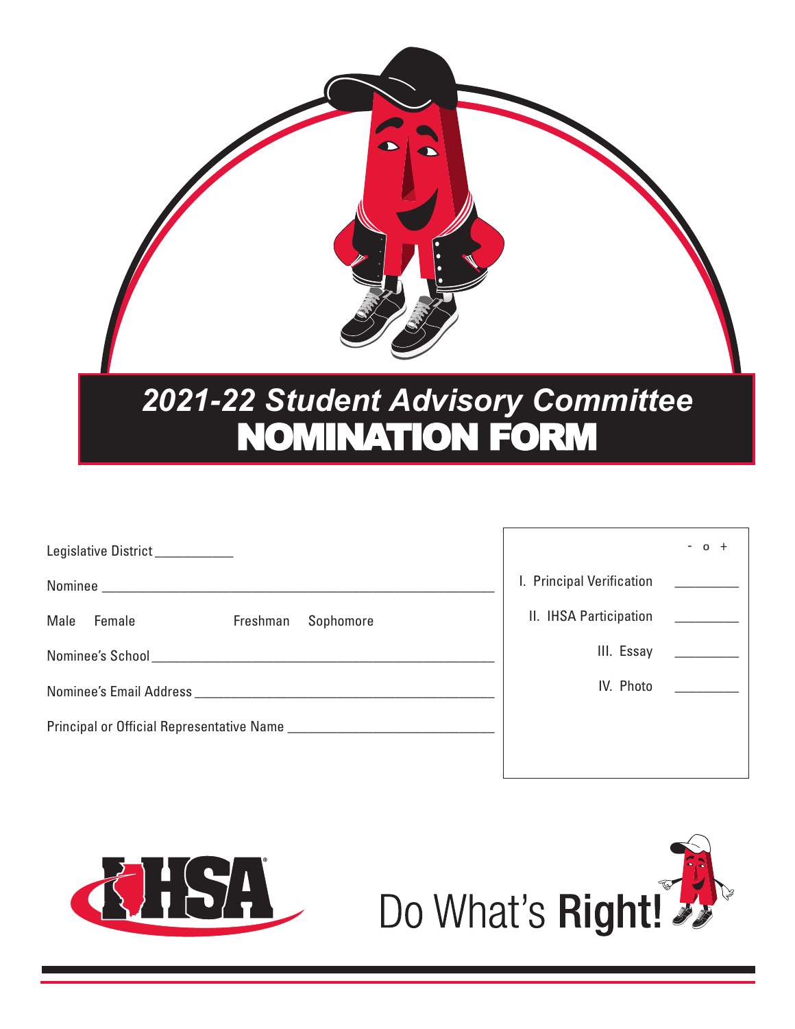# *2021-22 Student Advisory Committee*
# NOMINATION FORM

Legislative District ___________

Nominee ___________________________________________________________

Male   Female   Freshman   Sophomore

Nominee's School ___________________________________________________

Nominee's Email Address _____________________________________________

Principal or Official Representative Name ______________________________

| | - o + |
|---|---|
| I. Principal Verification | _________ |
| II. IHSA Participation | _________ |
| III. Essay | _________ |
| IV. Photo | _________ |

IHSA

Do What's **Right!**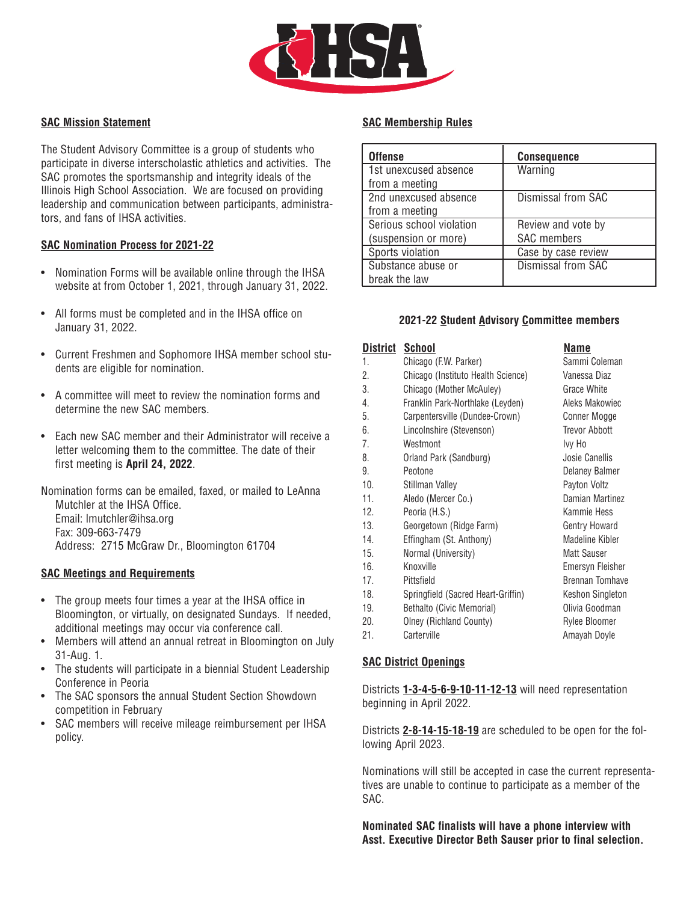## SAC Mission Statement

The Student Advisory Committee is a group of students who participate in diverse interscholastic athletics and activities. The SAC promotes the sportsmanship and integrity ideals of the Illinois High School Association. We are focused on providing leadership and communication between participants, administrators, and fans of IHSA activities.

## SAC Nomination Process for 2021-22

- Nomination Forms will be available online through the IHSA website at from October 1, 2021, through January 31, 2022.
- All forms must be completed and in the IHSA office on January 31, 2022.
- Current Freshmen and Sophomore IHSA member school students are eligible for nomination.
- A committee will meet to review the nomination forms and determine the new SAC members.
- Each new SAC member and their Administrator will receive a letter welcoming them to the committee. The date of their first meeting is **April 24, 2022**.

Nomination forms can be emailed, faxed, or mailed to LeAnna Mutchler at the IHSA Office.
Email: lmutchler@ihsa.org
Fax: 309-663-7479
Address: 2715 McGraw Dr., Bloomington 61704

## SAC Meetings and Requirements

- The group meets four times a year at the IHSA office in Bloomington, or virtually, on designated Sundays. If needed, additional meetings may occur via conference call.
- Members will attend an annual retreat in Bloomington on July 31-Aug. 1.
- The students will participate in a biennial Student Leadership Conference in Peoria
- The SAC sponsors the annual Student Section Showdown competition in February
- SAC members will receive mileage reimbursement per IHSA policy.

## SAC Membership Rules

| Offense | Consequence |
|---|---|
| 1st unexcused absence from a meeting | Warning |
| 2nd unexcused absence from a meeting | Dismissal from SAC |
| Serious school violation (suspension or more) | Review and vote by SAC members |
| Sports violation | Case by case review |
| Substance abuse or break the law | Dismissal from SAC |

### 2021-22 Student Advisory Committee members

| District | School | Name |
|---|---|---|
| 1. | Chicago (F.W. Parker) | Sammi Coleman |
| 2. | Chicago (Instituto Health Science) | Vanessa Diaz |
| 3. | Chicago (Mother McAuley) | Grace White |
| 4. | Franklin Park-Northlake (Leyden) | Aleks Makowiec |
| 5. | Carpentersville (Dundee-Crown) | Conner Mogge |
| 6. | Lincolnshire (Stevenson) | Trevor Abbott |
| 7. | Westmont | Ivy Ho |
| 8. | Orland Park (Sandburg) | Josie Canellis |
| 9. | Peotone | Delaney Balmer |
| 10. | Stillman Valley | Payton Voltz |
| 11. | Aledo (Mercer Co.) | Damian Martinez |
| 12. | Peoria (H.S.) | Kammie Hess |
| 13. | Georgetown (Ridge Farm) | Gentry Howard |
| 14. | Effingham (St. Anthony) | Madeline Kibler |
| 15. | Normal (University) | Matt Sauser |
| 16. | Knoxville | Emersyn Fleisher |
| 17. | Pittsfield | Brennan Tomhave |
| 18. | Springfield (Sacred Heart-Griffin) | Keshon Singleton |
| 19. | Bethalto (Civic Memorial) | Olivia Goodman |
| 20. | Olney (Richland County) | Rylee Bloomer |
| 21. | Carterville | Amayah Doyle |

## SAC District Openings

Districts **1-3-4-5-6-9-10-11-12-13** will need representation beginning in April 2022.

Districts **2-8-14-15-18-19** are scheduled to be open for the following April 2023.

Nominations will still be accepted in case the current representatives are unable to continue to participate as a member of the SAC.

**Nominated SAC finalists will have a phone interview with Asst. Executive Director Beth Sauser prior to final selection.**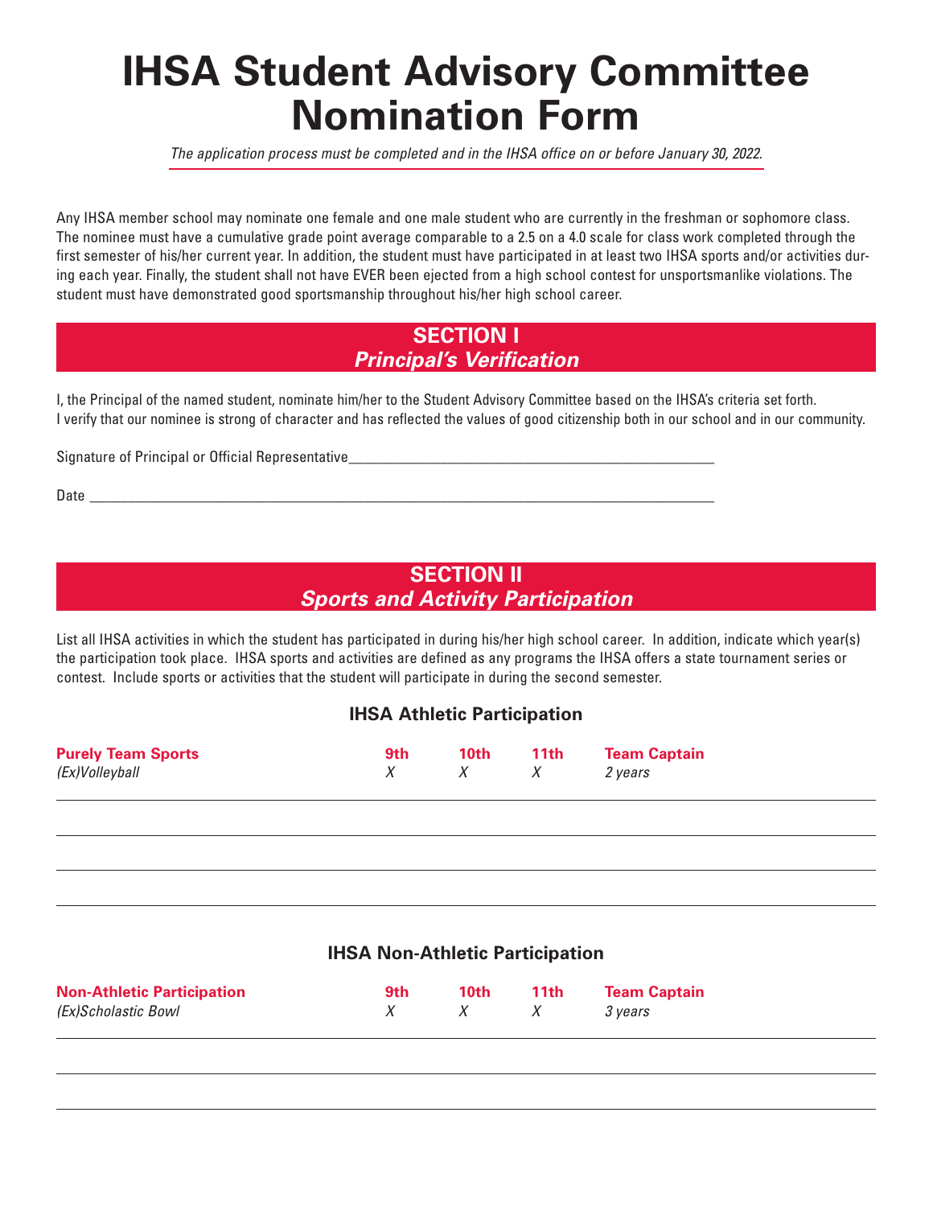# IHSA Student Advisory Committee Nomination Form

*The application process must be completed and in the IHSA office on or before January 30, 2022.*

Any IHSA member school may nominate one female and one male student who are currently in the freshman or sophomore class. The nominee must have a cumulative grade point average comparable to a 2.5 on a 4.0 scale for class work completed through the first semester of his/her current year. In addition, the student must have participated in at least two IHSA sports and/or activities during each year. Finally, the student shall not have EVER been ejected from a high school contest for unsportsmanlike violations. The student must have demonstrated good sportsmanship throughout his/her high school career.

## SECTION I
### *Principal's Verification*

I, the Principal of the named student, nominate him/her to the Student Advisory Committee based on the IHSA's criteria set forth. I verify that our nominee is strong of character and has reflected the values of good citizenship both in our school and in our community.

Signature of Principal or Official Representative_______________________________________

Date _______________________________________________________________

## SECTION II
### *Sports and Activity Participation*

List all IHSA activities in which the student has participated in during his/her high school career. In addition, indicate which year(s) the participation took place. IHSA sports and activities are defined as any programs the IHSA offers a state tournament series or contest. Include sports or activities that the student will participate in during the second semester.

### IHSA Athletic Participation

| Purely Team Sports | 9th | 10th | 11th | Team Captain |
|---|---|---|---|---|
| *(Ex)Volleyball* | *X* | *X* | *X* | *2 years* |
| | | | | |
| | | | | |
| | | | | |
| | | | | |

### IHSA Non-Athletic Participation

| Non-Athletic Participation | 9th | 10th | 11th | Team Captain |
|---|---|---|---|---|
| *(Ex)Scholastic Bowl* | *X* | *X* | *X* | *3 years* |
| | | | | |
| | | | | |
| | | | | |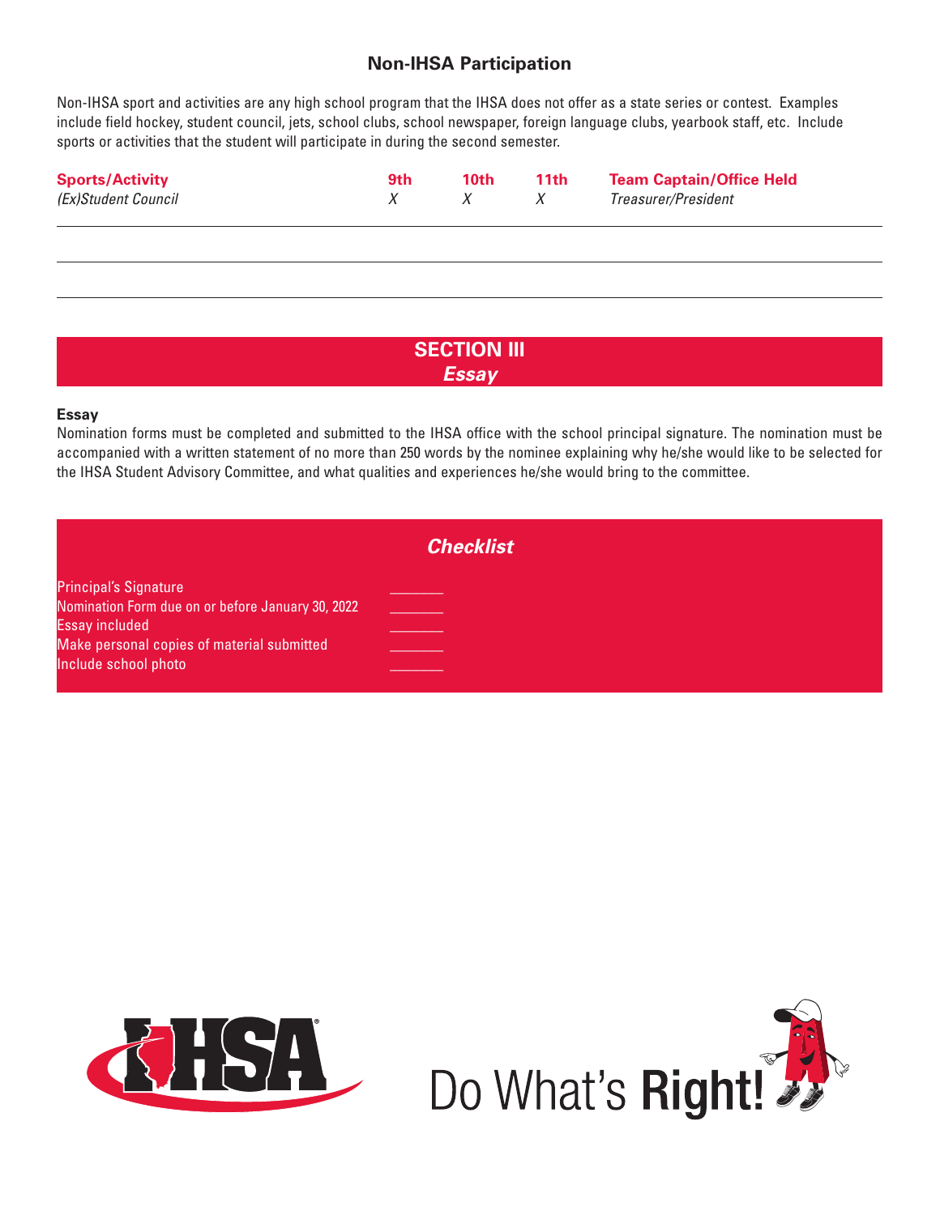## Non-IHSA Participation

Non-IHSA sport and activities are any high school program that the IHSA does not offer as a state series or contest. Examples include field hockey, student council, jets, school clubs, school newspaper, foreign language clubs, yearbook staff, etc. Include sports or activities that the student will participate in during the second semester.

| Sports/Activity | 9th | 10th | 11th | Team Captain/Office Held |
|---|---|---|---|---|
| *(Ex)Student Council* | *X* | *X* | *X* | *Treasurer/President* |
| | | | | |
| | | | | |
| | | | | |

# SECTION III
## *Essay*

**Essay**

Nomination forms must be completed and submitted to the IHSA office with the school principal signature. The nomination must be accompanied with a written statement of no more than 250 words by the nominee explaining why he/she would like to be selected for the IHSA Student Advisory Committee, and what qualities and experiences he/she would bring to the committee.

### *Checklist*

- Principal's Signature _______
- Nomination Form due on or before January 30, 2022 _______
- Essay included _______
- Make personal copies of material submitted _______
- Include school photo _______

IHSA

Do What's **Right!**